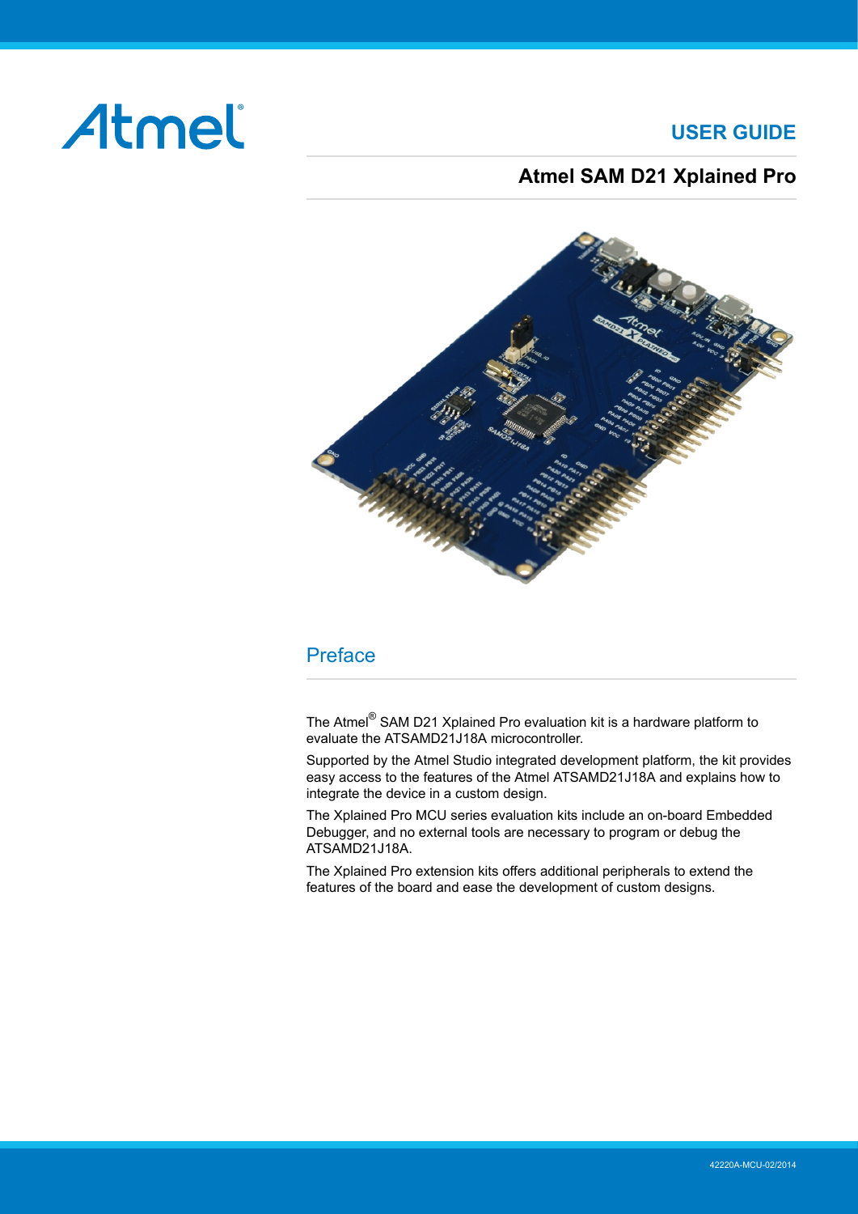# USER GUIDE

## Atmel SAM D21 Xplained Pro

## Preface

The Atmel® SAM D21 Xplained Pro evaluation kit is a hardware platform to evaluate the ATSAMD21J18A microcontroller.

Supported by the Atmel Studio integrated development platform, the kit provides easy access to the features of the Atmel ATSAMD21J18A and explains how to integrate the device in a custom design.

The Xplained Pro MCU series evaluation kits include an on-board Embedded Debugger, and no external tools are necessary to program or debug the ATSAMD21J18A.

The Xplained Pro extension kits offers additional peripherals to extend the features of the board and ease the development of custom designs.

42220A-MCU-02/2014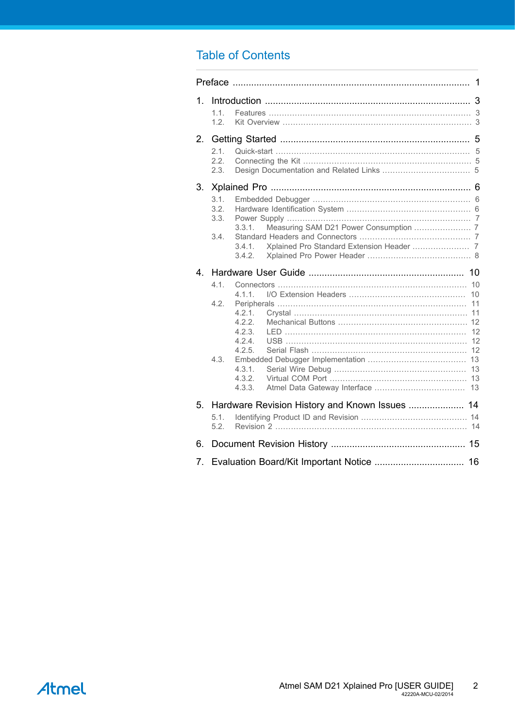# Table of Contents

Preface ........................................................................................ 1

1. Introduction ........................................................................... 3
   - 1.1. Features ........................................................................... 3
   - 1.2. Kit Overview ...................................................................... 3

2. Getting Started ...................................................................... 5
   - 2.1. Quick-start ......................................................................... 5
   - 2.2. Connecting the Kit ............................................................... 5
   - 2.3. Design Documentation and Related Links ................................. 5

3. Xplained Pro .......................................................................... 6
   - 3.1. Embedded Debugger ............................................................ 6
   - 3.2. Hardware Identification System ............................................... 6
   - 3.3. Power Supply ...................................................................... 7
     - 3.3.1. Measuring SAM D21 Power Consumption ..................... 7
   - 3.4. Standard Headers and Connectors .......................................... 7
     - 3.4.1. Xplained Pro Standard Extension Header ...................... 7
     - 3.4.2. Xplained Pro Power Header ........................................ 8

4. Hardware User Guide .......................................................... 10
   - 4.1. Connectors ....................................................................... 10
     - 4.1.1. I/O Extension Headers ............................................ 10
   - 4.2. Peripherals ....................................................................... 11
     - 4.2.1. Crystal .................................................................. 11
     - 4.2.2. Mechanical Buttons ................................................. 12
     - 4.2.3. LED ..................................................................... 12
     - 4.2.4. USB ..................................................................... 12
     - 4.2.5. Serial Flash ........................................................... 12
   - 4.3. Embedded Debugger Implementation ..................................... 13
     - 4.3.1. Serial Wire Debug .................................................. 13
     - 4.3.2. Virtual COM Port .................................................... 13
     - 4.3.3. Atmel Data Gateway Interface .................................. 13

5. Hardware Revision History and Known Issues ..................... 14
   - 5.1. Identifying Product ID and Revision ........................................ 14
   - 5.2. Revision 2 ........................................................................ 14

6. Document Revision History .................................................. 15

7. Evaluation Board/Kit Important Notice ................................. 16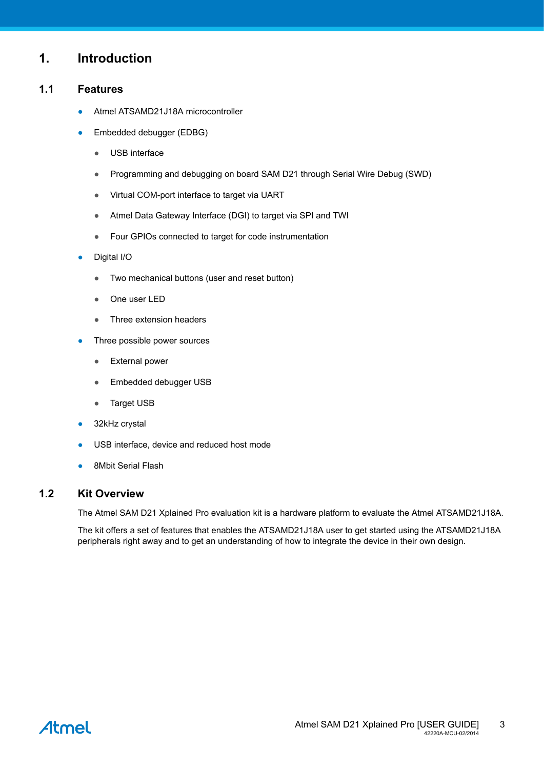# 1. Introduction

## 1.1 Features

- Atmel ATSAMD21J18A microcontroller
- Embedded debugger (EDBG)
  - USB interface
  - Programming and debugging on board SAM D21 through Serial Wire Debug (SWD)
  - Virtual COM-port interface to target via UART
  - Atmel Data Gateway Interface (DGI) to target via SPI and TWI
  - Four GPIOs connected to target for code instrumentation
- Digital I/O
  - Two mechanical buttons (user and reset button)
  - One user LED
  - Three extension headers
- Three possible power sources
  - External power
  - Embedded debugger USB
  - Target USB
- 32kHz crystal
- USB interface, device and reduced host mode
- 8Mbit Serial Flash

## 1.2 Kit Overview

The Atmel SAM D21 Xplained Pro evaluation kit is a hardware platform to evaluate the Atmel ATSAMD21J18A.

The kit offers a set of features that enables the ATSAMD21J18A user to get started using the ATSAMD21J18A peripherals right away and to get an understanding of how to integrate the device in their own design.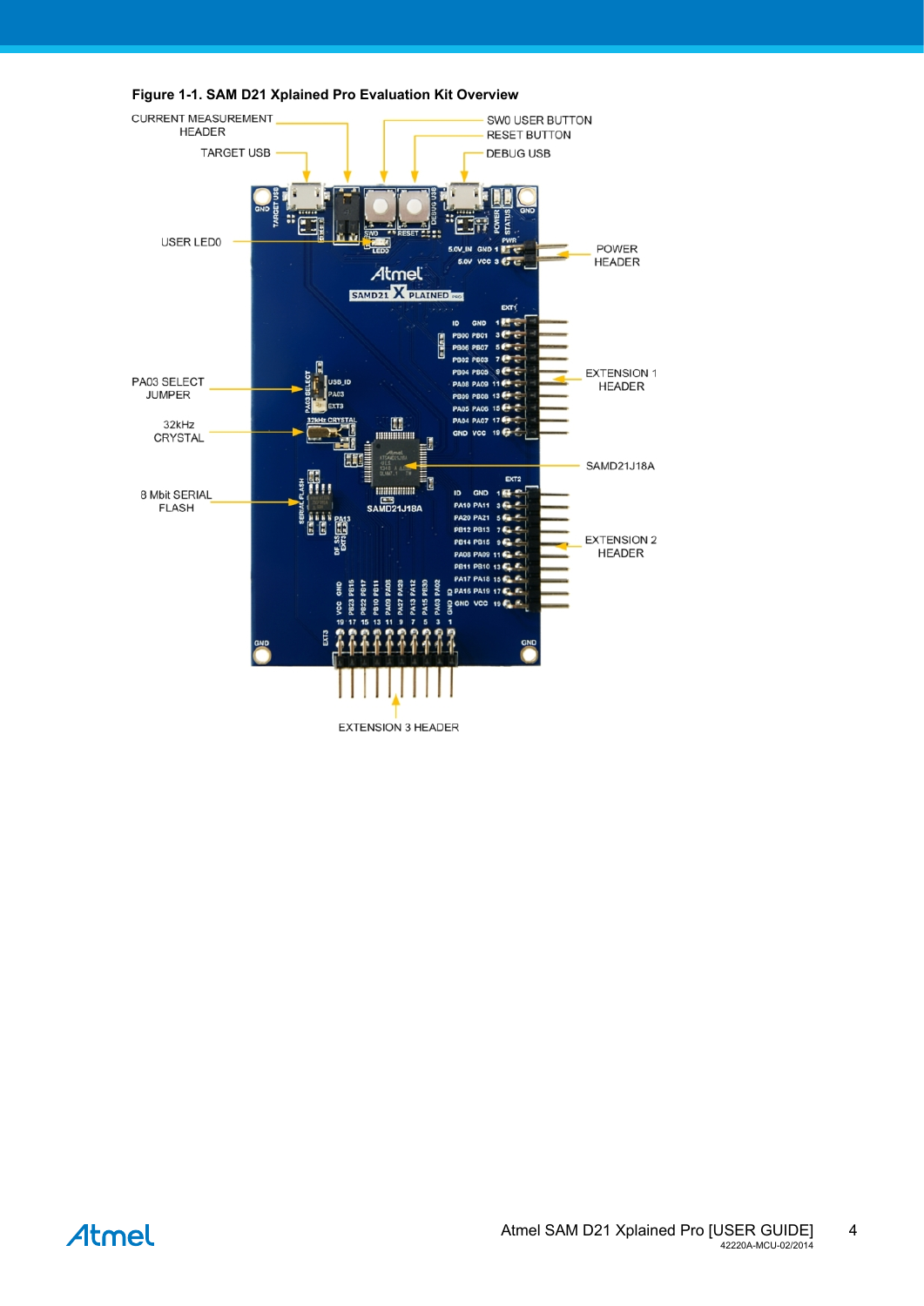**Figure 1-1. SAM D21 Xplained Pro Evaluation Kit Overview**

CURRENT MEASUREMENT HEADER

TARGET USB

SW0 USER BUTTON

RESET BUTTON

DEBUG USB

USER LED0

POWER HEADER

EXTENSION 1 HEADER

PA03 SELECT JUMPER

32kHz CRYSTAL

SAMD21J18A

8 Mbit SERIAL FLASH

EXTENSION 2 HEADER

EXTENSION 3 HEADER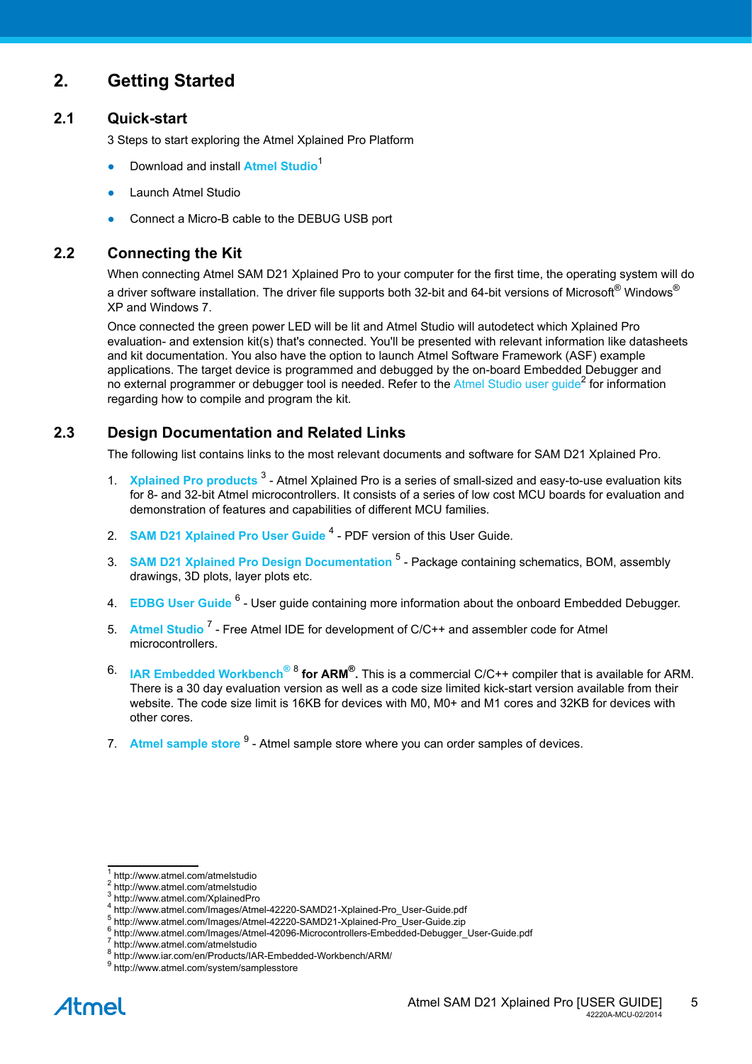# 2. Getting Started

## 2.1 Quick-start

3 Steps to start exploring the Atmel Xplained Pro Platform

- Download and install Atmel Studio[1]
- Launch Atmel Studio
- Connect a Micro-B cable to the DEBUG USB port

## 2.2 Connecting the Kit

When connecting Atmel SAM D21 Xplained Pro to your computer for the first time, the operating system will do a driver software installation. The driver file supports both 32-bit and 64-bit versions of Microsoft® Windows® XP and Windows 7.

Once connected the green power LED will be lit and Atmel Studio will autodetect which Xplained Pro evaluation- and extension kit(s) that's connected. You'll be presented with relevant information like datasheets and kit documentation. You also have the option to launch Atmel Software Framework (ASF) example applications. The target device is programmed and debugged by the on-board Embedded Debugger and no external programmer or debugger tool is needed. Refer to the Atmel Studio user guide[2] for information regarding how to compile and program the kit.

## 2.3 Design Documentation and Related Links

The following list contains links to the most relevant documents and software for SAM D21 Xplained Pro.

1. **Xplained Pro products** [3] - Atmel Xplained Pro is a series of small-sized and easy-to-use evaluation kits for 8- and 32-bit Atmel microcontrollers. It consists of a series of low cost MCU boards for evaluation and demonstration of features and capabilities of different MCU families.
2. **SAM D21 Xplained Pro User Guide** [4] - PDF version of this User Guide.
3. **SAM D21 Xplained Pro Design Documentation** [5] - Package containing schematics, BOM, assembly drawings, 3D plots, layer plots etc.
4. **EDBG User Guide** [6] - User guide containing more information about the onboard Embedded Debugger.
5. **Atmel Studio** [7] - Free Atmel IDE for development of C/C++ and assembler code for Atmel microcontrollers.
6. **IAR Embedded Workbench®** [8] **for ARM®**. This is a commercial C/C++ compiler that is available for ARM. There is a 30 day evaluation version as well as a code size limited kick-start version available from their website. The code size limit is 16KB for devices with M0, M0+ and M1 cores and 32KB for devices with other cores.
7. **Atmel sample store** [9] - Atmel sample store where you can order samples of devices.

---

[1] http://www.atmel.com/atmelstudio
[2] http://www.atmel.com/atmelstudio
[3] http://www.atmel.com/XplainedPro
[4] http://www.atmel.com/Images/Atmel-42220-SAMD21-Xplained-Pro_User-Guide.pdf
[5] http://www.atmel.com/Images/Atmel-42220-SAMD21-Xplained-Pro_User-Guide.zip
[6] http://www.atmel.com/Images/Atmel-42096-Microcontrollers-Embedded-Debugger_User-Guide.pdf
[7] http://www.atmel.com/atmelstudio
[8] http://www.iar.com/en/Products/IAR-Embedded-Workbench/ARM/
[9] http://www.atmel.com/system/samplesstore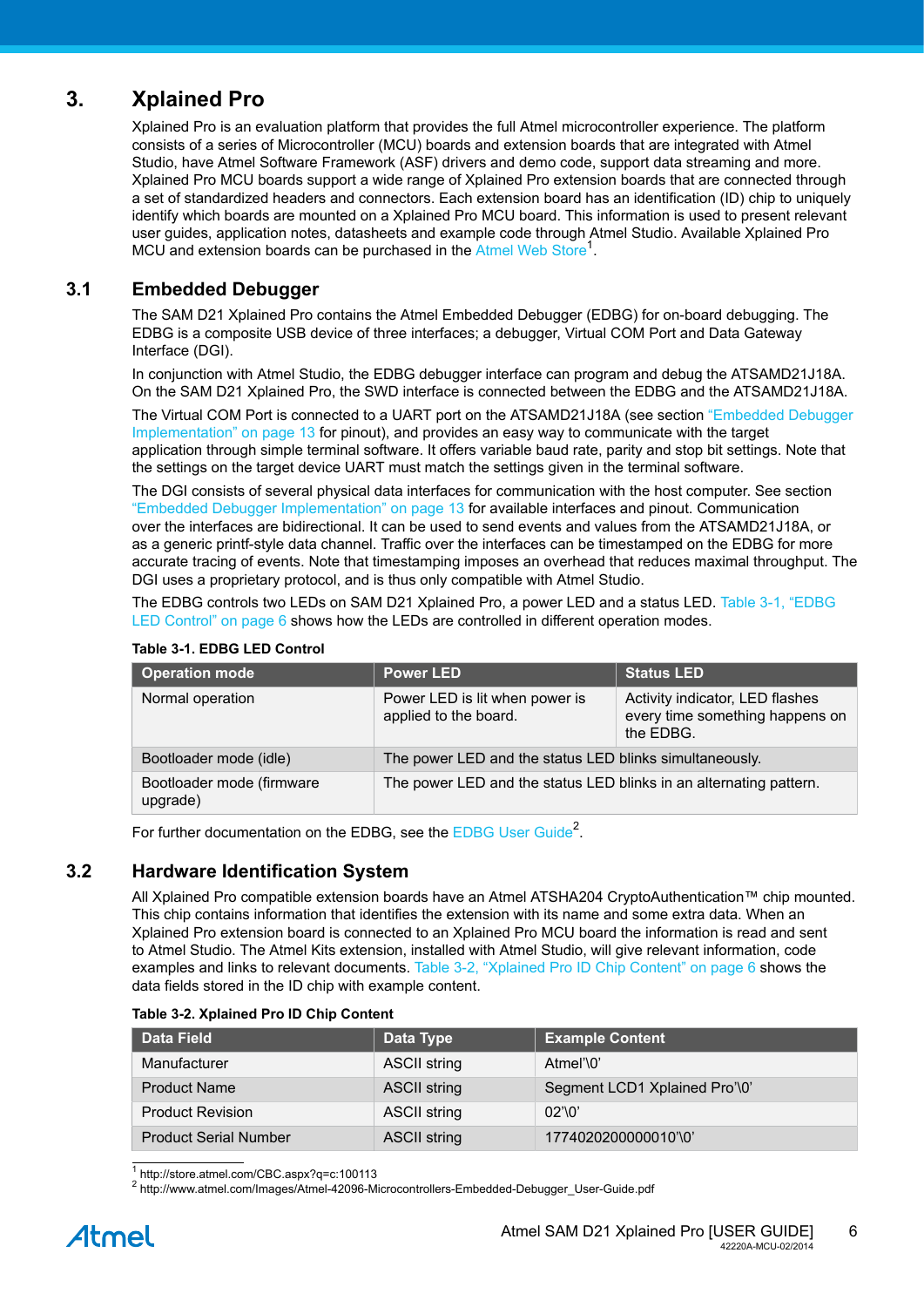# 3. Xplained Pro

Xplained Pro is an evaluation platform that provides the full Atmel microcontroller experience. The platform consists of a series of Microcontroller (MCU) boards and extension boards that are integrated with Atmel Studio, have Atmel Software Framework (ASF) drivers and demo code, support data streaming and more. Xplained Pro MCU boards support a wide range of Xplained Pro extension boards that are connected through a set of standardized headers and connectors. Each extension board has an identification (ID) chip to uniquely identify which boards are mounted on a Xplained Pro MCU board. This information is used to present relevant user guides, application notes, datasheets and example code through Atmel Studio. Available Xplained Pro MCU and extension boards can be purchased in the Atmel Web Store[1].

## 3.1 Embedded Debugger

The SAM D21 Xplained Pro contains the Atmel Embedded Debugger (EDBG) for on-board debugging. The EDBG is a composite USB device of three interfaces; a debugger, Virtual COM Port and Data Gateway Interface (DGI).

In conjunction with Atmel Studio, the EDBG debugger interface can program and debug the ATSAMD21J18A. On the SAM D21 Xplained Pro, the SWD interface is connected between the EDBG and the ATSAMD21J18A.

The Virtual COM Port is connected to a UART port on the ATSAMD21J18A (see section "Embedded Debugger Implementation" on page 13 for pinout), and provides an easy way to communicate with the target application through simple terminal software. It offers variable baud rate, parity and stop bit settings. Note that the settings on the target device UART must match the settings given in the terminal software.

The DGI consists of several physical data interfaces for communication with the host computer. See section "Embedded Debugger Implementation" on page 13 for available interfaces and pinout. Communication over the interfaces are bidirectional. It can be used to send events and values from the ATSAMD21J18A, or as a generic printf-style data channel. Traffic over the interfaces can be timestamped on the EDBG for more accurate tracing of events. Note that timestamping imposes an overhead that reduces maximal throughput. The DGI uses a proprietary protocol, and is thus only compatible with Atmel Studio.

The EDBG controls two LEDs on SAM D21 Xplained Pro, a power LED and a status LED. Table 3-1, "EDBG LED Control" on page 6 shows how the LEDs are controlled in different operation modes.

**Table 3-1. EDBG LED Control**

| Operation mode | Power LED | Status LED |
|---|---|---|
| Normal operation | Power LED is lit when power is applied to the board. | Activity indicator, LED flashes every time something happens on the EDBG. |
| Bootloader mode (idle) | The power LED and the status LED blinks simultaneously. | |
| Bootloader mode (firmware upgrade) | The power LED and the status LED blinks in an alternating pattern. | |

For further documentation on the EDBG, see the EDBG User Guide[2].

## 3.2 Hardware Identification System

All Xplained Pro compatible extension boards have an Atmel ATSHA204 CryptoAuthentication™ chip mounted. This chip contains information that identifies the extension with its name and some extra data. When an Xplained Pro extension board is connected to an Xplained Pro MCU board the information is read and sent to Atmel Studio. The Atmel Kits extension, installed with Atmel Studio, will give relevant information, code examples and links to relevant documents. Table 3-2, "Xplained Pro ID Chip Content" on page 6 shows the data fields stored in the ID chip with example content.

**Table 3-2. Xplained Pro ID Chip Content**

| Data Field | Data Type | Example Content |
|---|---|---|
| Manufacturer | ASCII string | Atmel'\0' |
| Product Name | ASCII string | Segment LCD1 Xplained Pro'\0' |
| Product Revision | ASCII string | 02'\0' |
| Product Serial Number | ASCII string | 1774020200000010'\0' |

[1] http://store.atmel.com/CBC.aspx?q=c:100113

[2] http://www.atmel.com/Images/Atmel-42096-Microcontrollers-Embedded-Debugger_User-Guide.pdf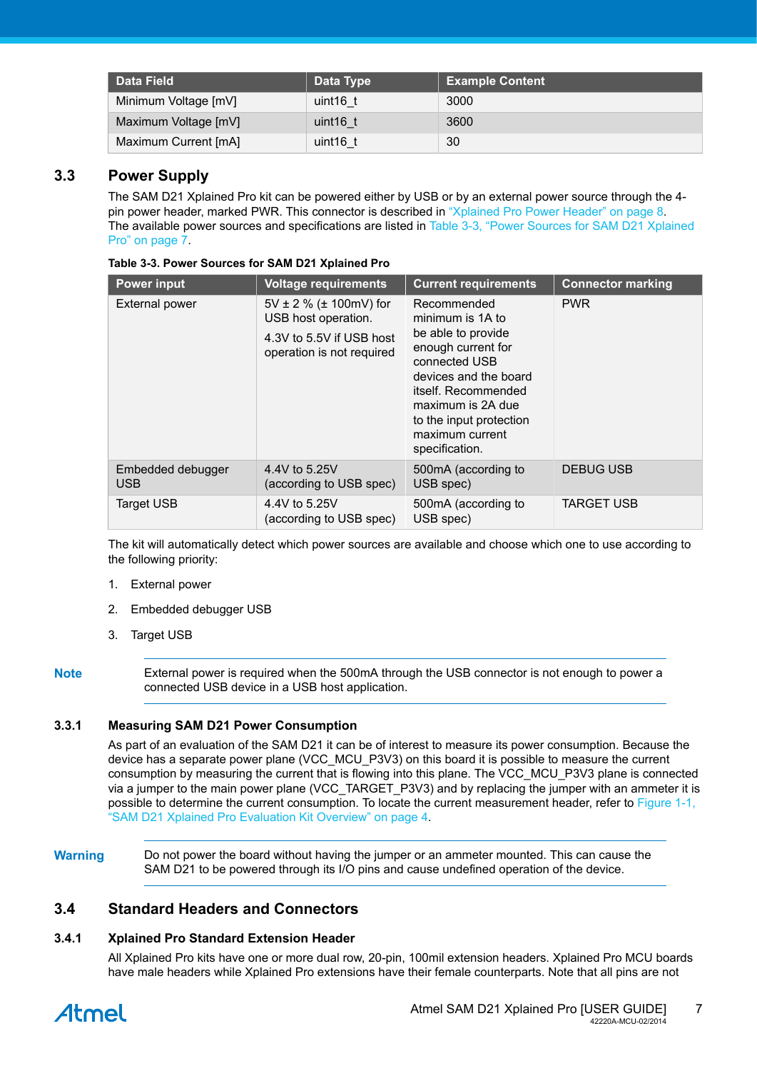| Data Field | Data Type | Example Content |
|---|---|---|
| Minimum Voltage [mV] | uint16_t | 3000 |
| Maximum Voltage [mV] | uint16_t | 3600 |
| Maximum Current [mA] | uint16_t | 30 |

## 3.3 Power Supply

The SAM D21 Xplained Pro kit can be powered either by USB or by an external power source through the 4-pin power header, marked PWR. This connector is described in "Xplained Pro Power Header" on page 8. The available power sources and specifications are listed in Table 3-3, "Power Sources for SAM D21 Xplained Pro" on page 7.

**Table 3-3. Power Sources for SAM D21 Xplained Pro**

| Power input | Voltage requirements | Current requirements | Connector marking |
|---|---|---|---|
| External power | 5V ± 2 % (± 100mV) for USB host operation.<br>4.3V to 5.5V if USB host operation is not required | Recommended minimum is 1A to be able to provide enough current for connected USB devices and the board itself. Recommended maximum is 2A due to the input protection maximum current specification. | PWR |
| Embedded debugger USB | 4.4V to 5.25V (according to USB spec) | 500mA (according to USB spec) | DEBUG USB |
| Target USB | 4.4V to 5.25V (according to USB spec) | 500mA (according to USB spec) | TARGET USB |

The kit will automatically detect which power sources are available and choose which one to use according to the following priority:

1. External power
2. Embedded debugger USB
3. Target USB

**Note** External power is required when the 500mA through the USB connector is not enough to power a connected USB device in a USB host application.

### 3.3.1 Measuring SAM D21 Power Consumption

As part of an evaluation of the SAM D21 it can be of interest to measure its power consumption. Because the device has a separate power plane (VCC_MCU_P3V3) on this board it is possible to measure the current consumption by measuring the current that is flowing into this plane. The VCC_MCU_P3V3 plane is connected via a jumper to the main power plane (VCC_TARGET_P3V3) and by replacing the jumper with an ammeter it is possible to determine the current consumption. To locate the current measurement header, refer to Figure 1-1, "SAM D21 Xplained Pro Evaluation Kit Overview" on page 4.

**Warning** Do not power the board without having the jumper or an ammeter mounted. This can cause the SAM D21 to be powered through its I/O pins and cause undefined operation of the device.

## 3.4 Standard Headers and Connectors

### 3.4.1 Xplained Pro Standard Extension Header

All Xplained Pro kits have one or more dual row, 20-pin, 100mil extension headers. Xplained Pro MCU boards have male headers while Xplained Pro extensions have their female counterparts. Note that all pins are not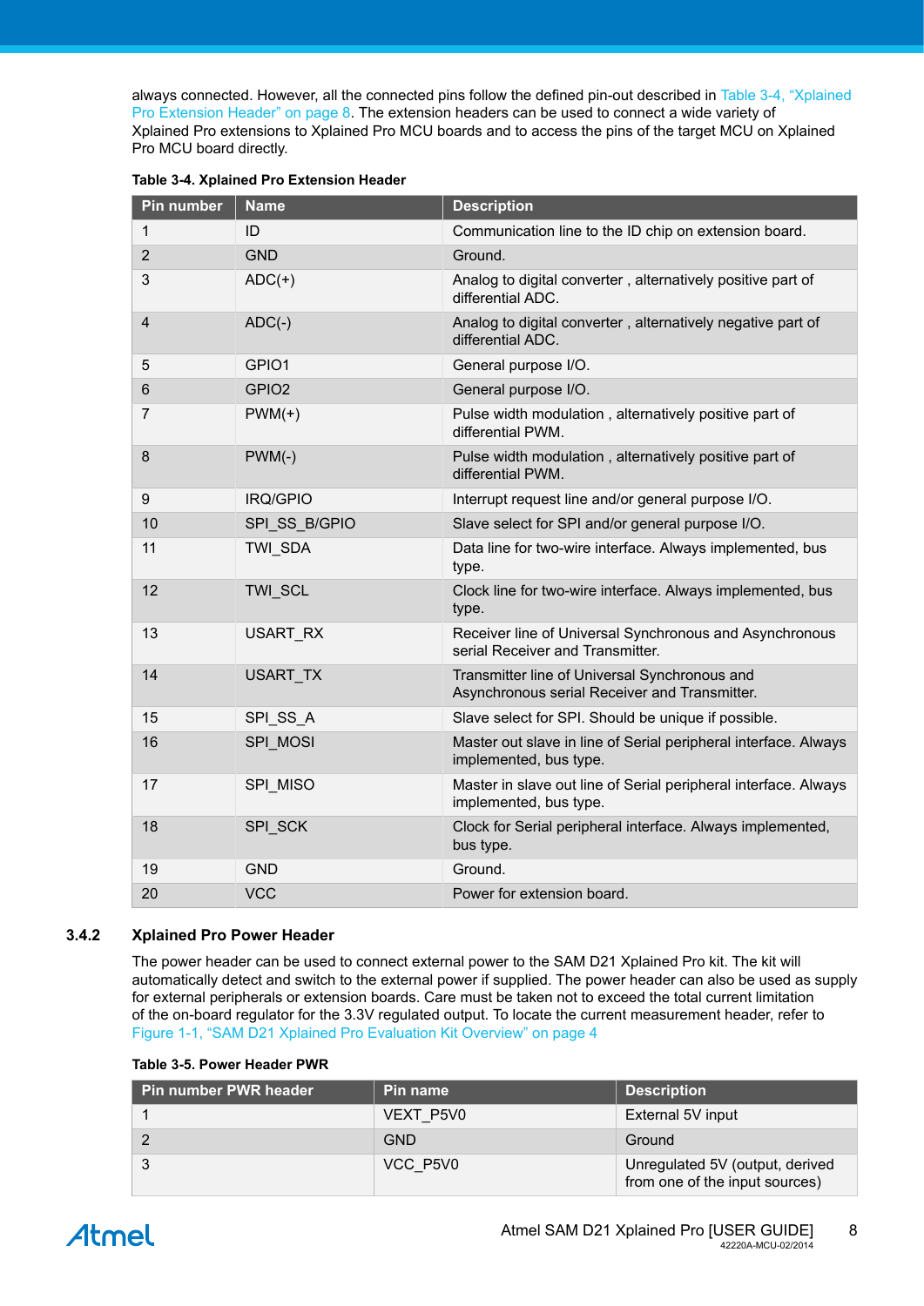always connected. However, all the connected pins follow the defined pin-out described in Table 3-4, "Xplained Pro Extension Header" on page 8. The extension headers can be used to connect a wide variety of Xplained Pro extensions to Xplained Pro MCU boards and to access the pins of the target MCU on Xplained Pro MCU board directly.

**Table 3-4. Xplained Pro Extension Header**

| Pin number | Name | Description |
|---|---|---|
| 1 | ID | Communication line to the ID chip on extension board. |
| 2 | GND | Ground. |
| 3 | ADC(+) | Analog to digital converter , alternatively positive part of differential ADC. |
| 4 | ADC(-) | Analog to digital converter , alternatively negative part of differential ADC. |
| 5 | GPIO1 | General purpose I/O. |
| 6 | GPIO2 | General purpose I/O. |
| 7 | PWM(+) | Pulse width modulation , alternatively positive part of differential PWM. |
| 8 | PWM(-) | Pulse width modulation , alternatively positive part of differential PWM. |
| 9 | IRQ/GPIO | Interrupt request line and/or general purpose I/O. |
| 10 | SPI_SS_B/GPIO | Slave select for SPI and/or general purpose I/O. |
| 11 | TWI_SDA | Data line for two-wire interface. Always implemented, bus type. |
| 12 | TWI_SCL | Clock line for two-wire interface. Always implemented, bus type. |
| 13 | USART_RX | Receiver line of Universal Synchronous and Asynchronous serial Receiver and Transmitter. |
| 14 | USART_TX | Transmitter line of Universal Synchronous and Asynchronous serial Receiver and Transmitter. |
| 15 | SPI_SS_A | Slave select for SPI. Should be unique if possible. |
| 16 | SPI_MOSI | Master out slave in line of Serial peripheral interface. Always implemented, bus type. |
| 17 | SPI_MISO | Master in slave out line of Serial peripheral interface. Always implemented, bus type. |
| 18 | SPI_SCK | Clock for Serial peripheral interface. Always implemented, bus type. |
| 19 | GND | Ground. |
| 20 | VCC | Power for extension board. |

### 3.4.2 Xplained Pro Power Header

The power header can be used to connect external power to the SAM D21 Xplained Pro kit. The kit will automatically detect and switch to the external power if supplied. The power header can also be used as supply for external peripherals or extension boards. Care must be taken not to exceed the total current limitation of the on-board regulator for the 3.3V regulated output. To locate the current measurement header, refer to Figure 1-1, "SAM D21 Xplained Pro Evaluation Kit Overview" on page 4

**Table 3-5. Power Header PWR**

| Pin number PWR header | Pin name | Description |
|---|---|---|
| 1 | VEXT_P5V0 | External 5V input |
| 2 | GND | Ground |
| 3 | VCC_P5V0 | Unregulated 5V (output, derived from one of the input sources) |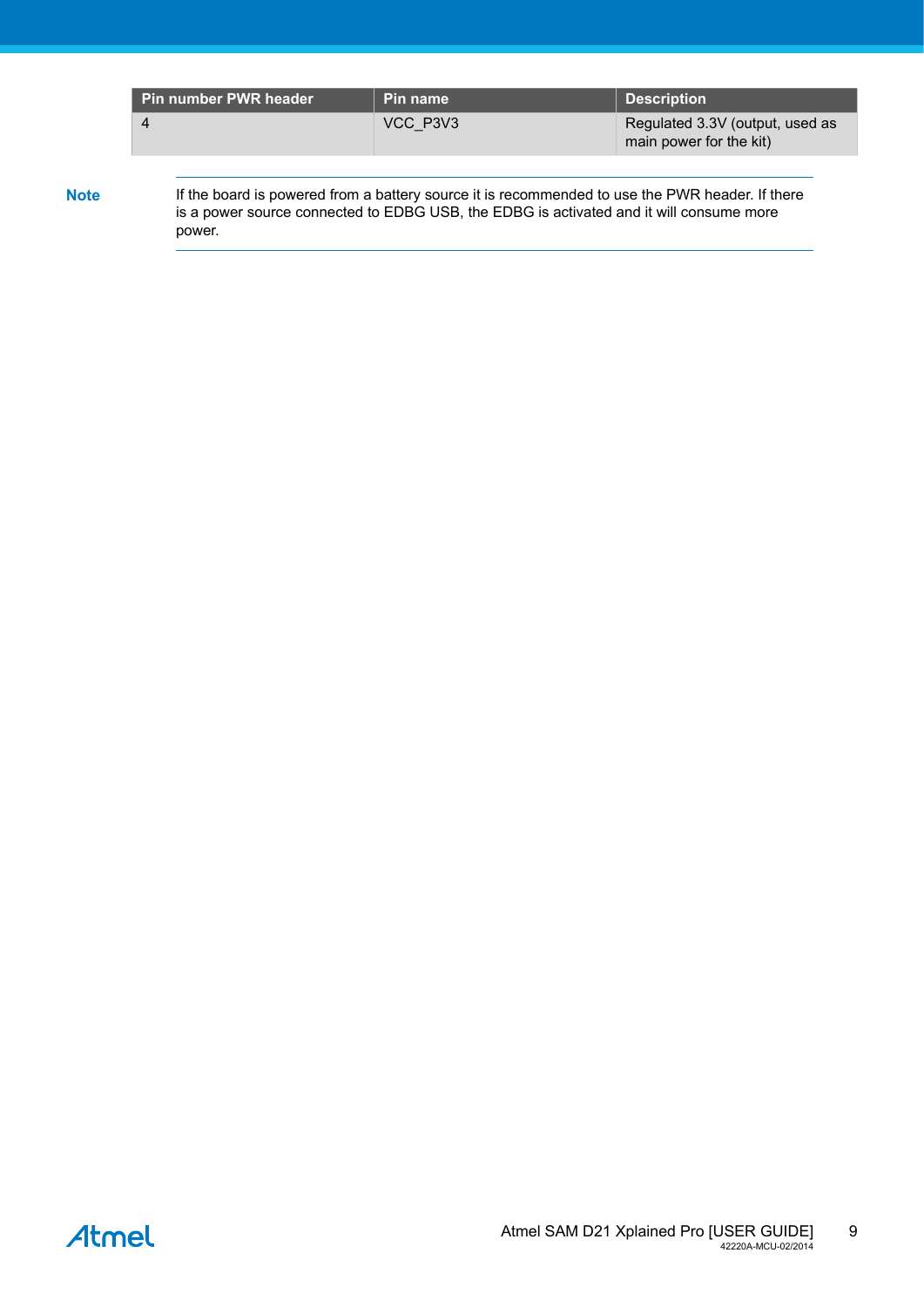| Pin number PWR header | Pin name | Description |
| --- | --- | --- |
| 4 | VCC_P3V3 | Regulated 3.3V (output, used as main power for the kit) |

**Note** If the board is powered from a battery source it is recommended to use the PWR header. If there is a power source connected to EDBG USB, the EDBG is activated and it will consume more power.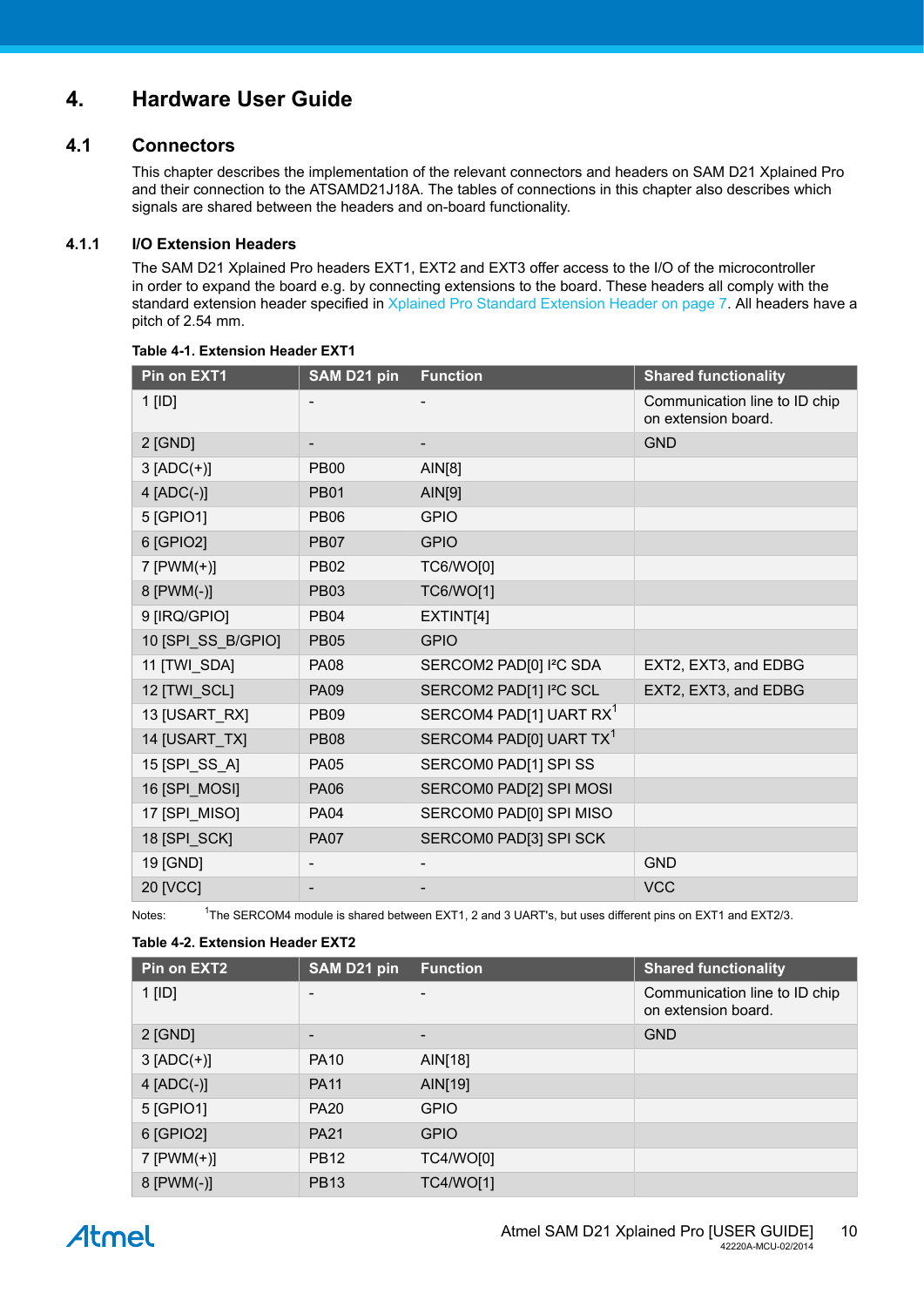# 4. Hardware User Guide

## 4.1 Connectors

This chapter describes the implementation of the relevant connectors and headers on SAM D21 Xplained Pro and their connection to the ATSAMD21J18A. The tables of connections in this chapter also describes which signals are shared between the headers and on-board functionality.

### 4.1.1 I/O Extension Headers

The SAM D21 Xplained Pro headers EXT1, EXT2 and EXT3 offer access to the I/O of the microcontroller in order to expand the board e.g. by connecting extensions to the board. These headers all comply with the standard extension header specified in Xplained Pro Standard Extension Header on page 7. All headers have a pitch of 2.54 mm.

**Table 4-1. Extension Header EXT1**

| Pin on EXT1 | SAM D21 pin | Function | Shared functionality |
|---|---|---|---|
| 1 [ID] | - | - | Communication line to ID chip on extension board. |
| 2 [GND] | - | - | GND |
| 3 [ADC(+)] | PB00 | AIN[8] | |
| 4 [ADC(-)] | PB01 | AIN[9] | |
| 5 [GPIO1] | PB06 | GPIO | |
| 6 [GPIO2] | PB07 | GPIO | |
| 7 [PWM(+)] | PB02 | TC6/WO[0] | |
| 8 [PWM(-)] | PB03 | TC6/WO[1] | |
| 9 [IRQ/GPIO] | PB04 | EXTINT[4] | |
| 10 [SPI_SS_B/GPIO] | PB05 | GPIO | |
| 11 [TWI_SDA] | PA08 | SERCOM2 PAD[0] I²C SDA | EXT2, EXT3, and EDBG |
| 12 [TWI_SCL] | PA09 | SERCOM2 PAD[1] I²C SCL | EXT2, EXT3, and EDBG |
| 13 [USART_RX] | PB09 | SERCOM4 PAD[1] UART RX[1] | |
| 14 [USART_TX] | PB08 | SERCOM4 PAD[0] UART TX[1] | |
| 15 [SPI_SS_A] | PA05 | SERCOM0 PAD[1] SPI SS | |
| 16 [SPI_MOSI] | PA06 | SERCOM0 PAD[2] SPI MOSI | |
| 17 [SPI_MISO] | PA04 | SERCOM0 PAD[0] SPI MISO | |
| 18 [SPI_SCK] | PA07 | SERCOM0 PAD[3] SPI SCK | |
| 19 [GND] | - | - | GND |
| 20 [VCC] | - | - | VCC |

Notes: [1]The SERCOM4 module is shared between EXT1, 2 and 3 UART's, but uses different pins on EXT1 and EXT2/3.

**Table 4-2. Extension Header EXT2**

| Pin on EXT2 | SAM D21 pin | Function | Shared functionality |
|---|---|---|---|
| 1 [ID] | - | - | Communication line to ID chip on extension board. |
| 2 [GND] | - | - | GND |
| 3 [ADC(+)] | PA10 | AIN[18] | |
| 4 [ADC(-)] | PA11 | AIN[19] | |
| 5 [GPIO1] | PA20 | GPIO | |
| 6 [GPIO2] | PA21 | GPIO | |
| 7 [PWM(+)] | PB12 | TC4/WO[0] | |
| 8 [PWM(-)] | PB13 | TC4/WO[1] | |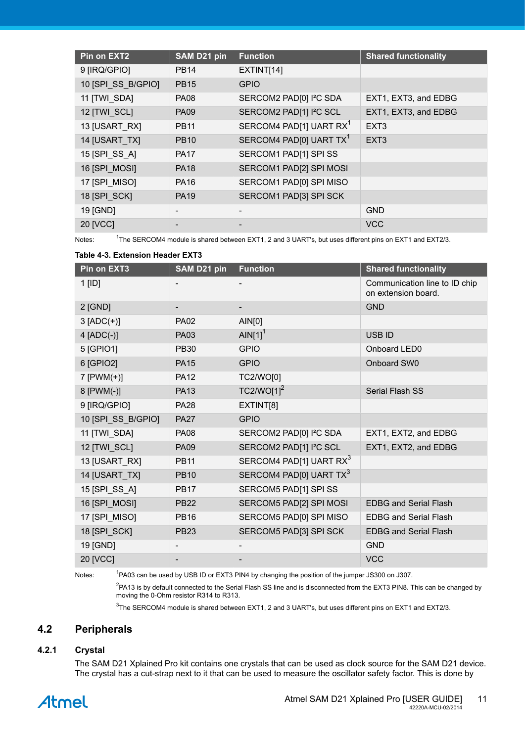| Pin on EXT2 | SAM D21 pin | Function | Shared functionality |
| --- | --- | --- | --- |
| 9 [IRQ/GPIO] | PB14 | EXTINT[14] | |
| 10 [SPI_SS_B/GPIO] | PB15 | GPIO | |
| 11 [TWI_SDA] | PA08 | SERCOM2 PAD[0] I²C SDA | EXT1, EXT3, and EDBG |
| 12 [TWI_SCL] | PA09 | SERCOM2 PAD[1] I²C SCL | EXT1, EXT3, and EDBG |
| 13 [USART_RX] | PB11 | SERCOM4 PAD[1] UART RX[1] | EXT3 |
| 14 [USART_TX] | PB10 | SERCOM4 PAD[0] UART TX[1] | EXT3 |
| 15 [SPI_SS_A] | PA17 | SERCOM1 PAD[1] SPI SS | |
| 16 [SPI_MOSI] | PA18 | SERCOM1 PAD[2] SPI MOSI | |
| 17 [SPI_MISO] | PA16 | SERCOM1 PAD[0] SPI MISO | |
| 18 [SPI_SCK] | PA19 | SERCOM1 PAD[3] SPI SCK | |
| 19 [GND] | - | - | GND |
| 20 [VCC] | - | - | VCC |

Notes: [1]The SERCOM4 module is shared between EXT1, 2 and 3 UART's, but uses different pins on EXT1 and EXT2/3.

**Table 4-3. Extension Header EXT3**

| Pin on EXT3 | SAM D21 pin | Function | Shared functionality |
| --- | --- | --- | --- |
| 1 [ID] | - | - | Communication line to ID chip on extension board. |
| 2 [GND] | - | - | GND |
| 3 [ADC(+)] | PA02 | AIN[0] | |
| 4 [ADC(-)] | PA03 | AIN[1][1] | USB ID |
| 5 [GPIO1] | PB30 | GPIO | Onboard LED0 |
| 6 [GPIO2] | PA15 | GPIO | Onboard SW0 |
| 7 [PWM(+)] | PA12 | TC2/WO[0] | |
| 8 [PWM(-)] | PA13 | TC2/WO[1][2] | Serial Flash SS |
| 9 [IRQ/GPIO] | PA28 | EXTINT[8] | |
| 10 [SPI_SS_B/GPIO] | PA27 | GPIO | |
| 11 [TWI_SDA] | PA08 | SERCOM2 PAD[0] I²C SDA | EXT1, EXT2, and EDBG |
| 12 [TWI_SCL] | PA09 | SERCOM2 PAD[1] I²C SCL | EXT1, EXT2, and EDBG |
| 13 [USART_RX] | PB11 | SERCOM4 PAD[1] UART RX[3] | |
| 14 [USART_TX] | PB10 | SERCOM4 PAD[0] UART TX[3] | |
| 15 [SPI_SS_A] | PB17 | SERCOM5 PAD[1] SPI SS | |
| 16 [SPI_MOSI] | PB22 | SERCOM5 PAD[2] SPI MOSI | EDBG and Serial Flash |
| 17 [SPI_MISO] | PB16 | SERCOM5 PAD[0] SPI MISO | EDBG and Serial Flash |
| 18 [SPI_SCK] | PB23 | SERCOM5 PAD[3] SPI SCK | EDBG and Serial Flash |
| 19 [GND] | - | - | GND |
| 20 [VCC] | - | - | VCC |

Notes: [1]PA03 can be used by USB ID or EXT3 PIN4 by changing the position of the jumper JS300 on J307.

[2]PA13 is by default connected to the Serial Flash SS line and is disconnected from the EXT3 PIN8. This can be changed by moving the 0-Ohm resistor R314 to R313.

[3]The SERCOM4 module is shared between EXT1, 2 and 3 UART's, but uses different pins on EXT1 and EXT2/3.

## 4.2 Peripherals

### 4.2.1 Crystal

The SAM D21 Xplained Pro kit contains one crystals that can be used as clock source for the SAM D21 device. The crystal has a cut-strap next to it that can be used to measure the oscillator safety factor. This is done by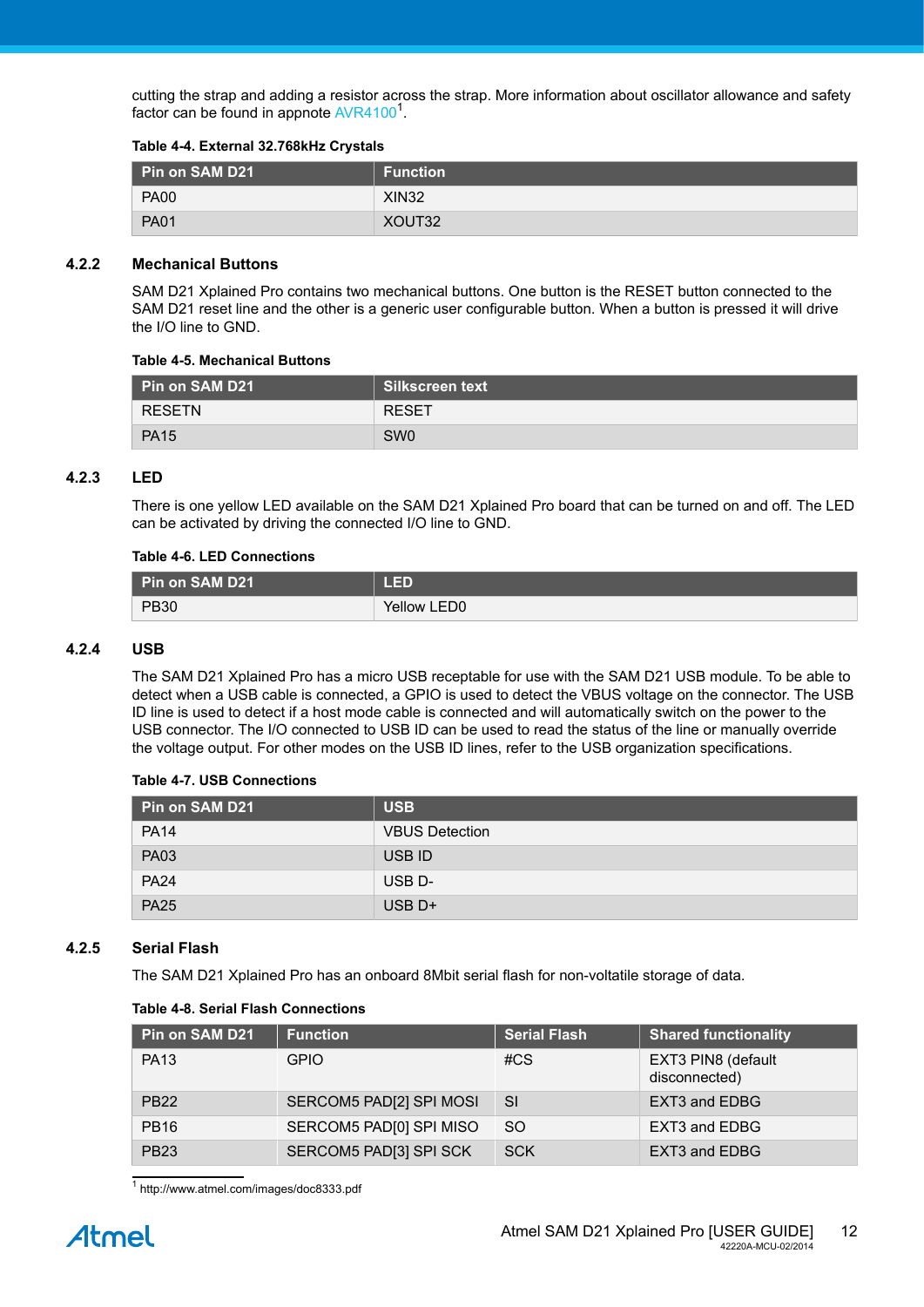cutting the strap and adding a resistor across the strap. More information about oscillator allowance and safety factor can be found in appnote AVR4100[1].

**Table 4-4. External 32.768kHz Crystals**

| Pin on SAM D21 | Function |
|---|---|
| PA00 | XIN32 |
| PA01 | XOUT32 |

### 4.2.2 Mechanical Buttons

SAM D21 Xplained Pro contains two mechanical buttons. One button is the RESET button connected to the SAM D21 reset line and the other is a generic user configurable button. When a button is pressed it will drive the I/O line to GND.

**Table 4-5. Mechanical Buttons**

| Pin on SAM D21 | Silkscreen text |
|---|---|
| RESETN | RESET |
| PA15 | SW0 |

### 4.2.3 LED

There is one yellow LED available on the SAM D21 Xplained Pro board that can be turned on and off. The LED can be activated by driving the connected I/O line to GND.

**Table 4-6. LED Connections**

| Pin on SAM D21 | LED |
|---|---|
| PB30 | Yellow LED0 |

### 4.2.4 USB

The SAM D21 Xplained Pro has a micro USB receptable for use with the SAM D21 USB module. To be able to detect when a USB cable is connected, a GPIO is used to detect the VBUS voltage on the connector. The USB ID line is used to detect if a host mode cable is connected and will automatically switch on the power to the USB connector. The I/O connected to USB ID can be used to read the status of the line or manually override the voltage output. For other modes on the USB ID lines, refer to the USB organization specifications.

**Table 4-7. USB Connections**

| Pin on SAM D21 | USB |
|---|---|
| PA14 | VBUS Detection |
| PA03 | USB ID |
| PA24 | USB D- |
| PA25 | USB D+ |

### 4.2.5 Serial Flash

The SAM D21 Xplained Pro has an onboard 8Mbit serial flash for non-voltatile storage of data.

**Table 4-8. Serial Flash Connections**

| Pin on SAM D21 | Function | Serial Flash | Shared functionality |
|---|---|---|---|
| PA13 | GPIO | #CS | EXT3 PIN8 (default disconnected) |
| PB22 | SERCOM5 PAD[2] SPI MOSI | SI | EXT3 and EDBG |
| PB16 | SERCOM5 PAD[0] SPI MISO | SO | EXT3 and EDBG |
| PB23 | SERCOM5 PAD[3] SPI SCK | SCK | EXT3 and EDBG |

[1] http://www.atmel.com/images/doc8333.pdf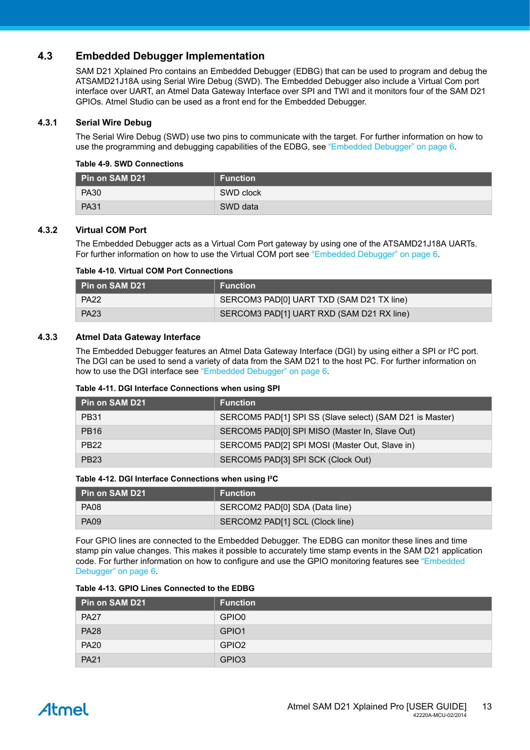## 4.3 Embedded Debugger Implementation

SAM D21 Xplained Pro contains an Embedded Debugger (EDBG) that can be used to program and debug the ATSAMD21J18A using Serial Wire Debug (SWD). The Embedded Debugger also include a Virtual Com port interface over UART, an Atmel Data Gateway Interface over SPI and TWI and it monitors four of the SAM D21 GPIOs. Atmel Studio can be used as a front end for the Embedded Debugger.

### 4.3.1 Serial Wire Debug

The Serial Wire Debug (SWD) use two pins to communicate with the target. For further information on how to use the programming and debugging capabilities of the EDBG, see "Embedded Debugger" on page 6.

**Table 4-9. SWD Connections**

| Pin on SAM D21 | Function |
|---|---|
| PA30 | SWD clock |
| PA31 | SWD data |

### 4.3.2 Virtual COM Port

The Embedded Debugger acts as a Virtual Com Port gateway by using one of the ATSAMD21J18A UARTs. For further information on how to use the Virtual COM port see "Embedded Debugger" on page 6.

**Table 4-10. Virtual COM Port Connections**

| Pin on SAM D21 | Function |
|---|---|
| PA22 | SERCOM3 PAD[0] UART TXD (SAM D21 TX line) |
| PA23 | SERCOM3 PAD[1] UART RXD (SAM D21 RX line) |

### 4.3.3 Atmel Data Gateway Interface

The Embedded Debugger features an Atmel Data Gateway Interface (DGI) by using either a SPI or I²C port. The DGI can be used to send a variety of data from the SAM D21 to the host PC. For further information on how to use the DGI interface see "Embedded Debugger" on page 6.

**Table 4-11. DGI Interface Connections when using SPI**

| Pin on SAM D21 | Function |
|---|---|
| PB31 | SERCOM5 PAD[1] SPI SS (Slave select) (SAM D21 is Master) |
| PB16 | SERCOM5 PAD[0] SPI MISO (Master In, Slave Out) |
| PB22 | SERCOM5 PAD[2] SPI MOSI (Master Out, Slave in) |
| PB23 | SERCOM5 PAD[3] SPI SCK (Clock Out) |

**Table 4-12. DGI Interface Connections when using I²C**

| Pin on SAM D21 | Function |
|---|---|
| PA08 | SERCOM2 PAD[0] SDA (Data line) |
| PA09 | SERCOM2 PAD[1] SCL (Clock line) |

Four GPIO lines are connected to the Embedded Debugger. The EDBG can monitor these lines and time stamp pin value changes. This makes it possible to accurately time stamp events in the SAM D21 application code. For further information on how to configure and use the GPIO monitoring features see "Embedded Debugger" on page 6.

**Table 4-13. GPIO Lines Connected to the EDBG**

| Pin on SAM D21 | Function |
|---|---|
| PA27 | GPIO0 |
| PA28 | GPIO1 |
| PA20 | GPIO2 |
| PA21 | GPIO3 |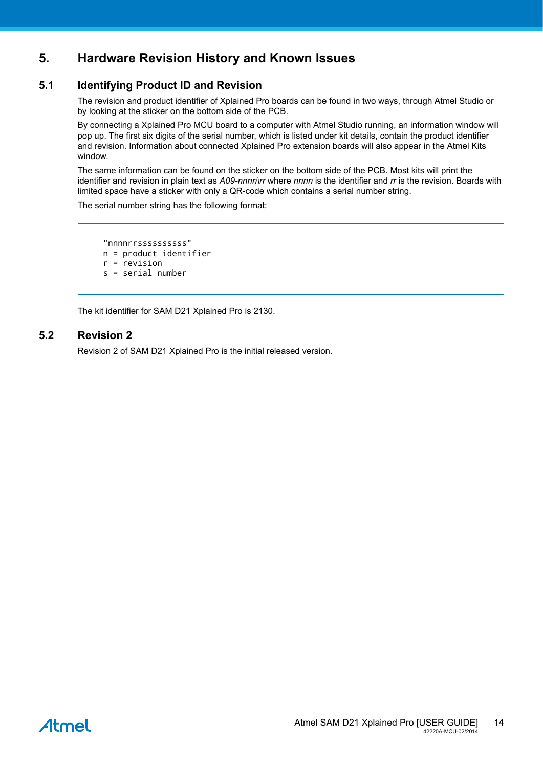# 5. Hardware Revision History and Known Issues

## 5.1 Identifying Product ID and Revision

The revision and product identifier of Xplained Pro boards can be found in two ways, through Atmel Studio or by looking at the sticker on the bottom side of the PCB.

By connecting a Xplained Pro MCU board to a computer with Atmel Studio running, an information window will pop up. The first six digits of the serial number, which is listed under kit details, contain the product identifier and revision. Information about connected Xplained Pro extension boards will also appear in the Atmel Kits window.

The same information can be found on the sticker on the bottom side of the PCB. Most kits will print the identifier and revision in plain text as *A09-nnnn\rr* where *nnnn* is the identifier and *rr* is the revision. Boards with limited space have a sticker with only a QR-code which contains a serial number string.

The serial number string has the following format:

```
"nnnnrrssssssssss"
n = product identifier
r = revision
s = serial number
```

The kit identifier for SAM D21 Xplained Pro is 2130.

## 5.2 Revision 2

Revision 2 of SAM D21 Xplained Pro is the initial released version.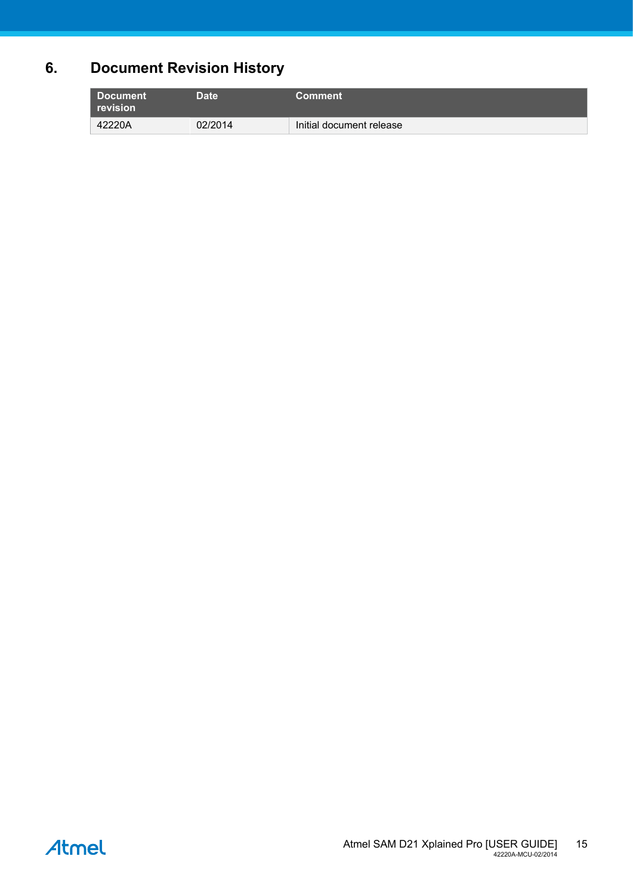# 6. Document Revision History

| Document revision | Date | Comment |
| --- | --- | --- |
| 42220A | 02/2014 | Initial document release |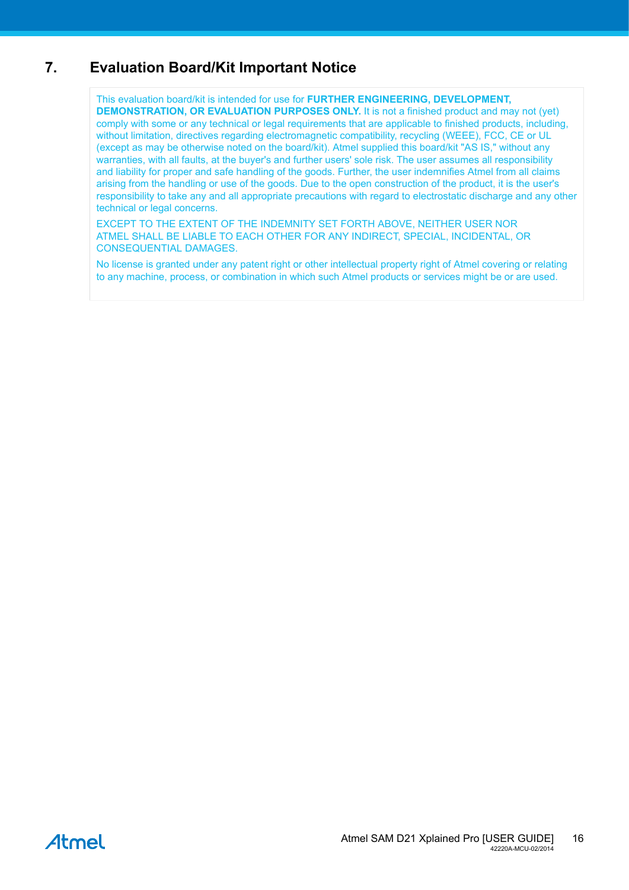# 7. Evaluation Board/Kit Important Notice

This evaluation board/kit is intended for use for **FURTHER ENGINEERING, DEVELOPMENT, DEMONSTRATION, OR EVALUATION PURPOSES ONLY.** It is not a finished product and may not (yet) comply with some or any technical or legal requirements that are applicable to finished products, including, without limitation, directives regarding electromagnetic compatibility, recycling (WEEE), FCC, CE or UL (except as may be otherwise noted on the board/kit). Atmel supplied this board/kit "AS IS," without any warranties, with all faults, at the buyer's and further users' sole risk. The user assumes all responsibility and liability for proper and safe handling of the goods. Further, the user indemnifies Atmel from all claims arising from the handling or use of the goods. Due to the open construction of the product, it is the user's responsibility to take any and all appropriate precautions with regard to electrostatic discharge and any other technical or legal concerns.

EXCEPT TO THE EXTENT OF THE INDEMNITY SET FORTH ABOVE, NEITHER USER NOR ATMEL SHALL BE LIABLE TO EACH OTHER FOR ANY INDIRECT, SPECIAL, INCIDENTAL, OR CONSEQUENTIAL DAMAGES.

No license is granted under any patent right or other intellectual property right of Atmel covering or relating to any machine, process, or combination in which such Atmel products or services might be or are used.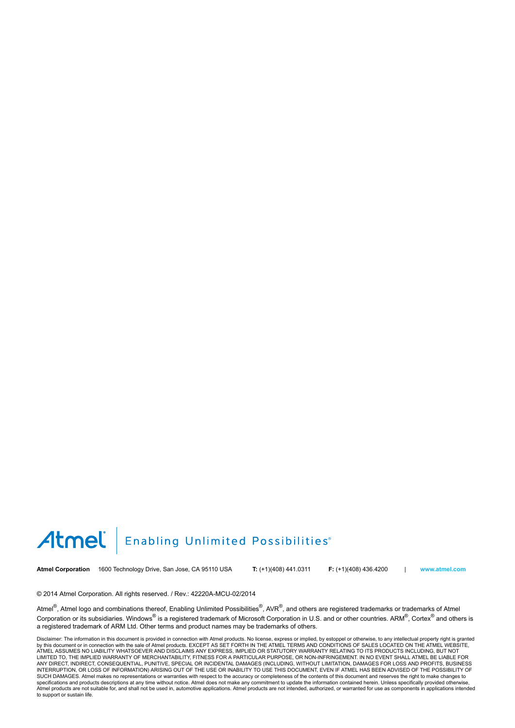Atmel | Enabling Unlimited Possibilities®

**Atmel Corporation** 1600 Technology Drive, San Jose, CA 95110 USA **T:** (+1)(408) 441.0311 **F:** (+1)(408) 436.4200 | **www.atmel.com**

© 2014 Atmel Corporation. All rights reserved. / Rev.: 42220A-MCU-02/2014

Atmel®, Atmel logo and combinations thereof, Enabling Unlimited Possibilities®, AVR®, and others are registered trademarks or trademarks of Atmel Corporation or its subsidiaries. Windows® is a registered trademark of Microsoft Corporation in U.S. and or other countries. ARM®, Cortex® and others is a registered trademark of ARM Ltd. Other terms and product names may be trademarks of others.

Disclaimer: The information in this document is provided in connection with Atmel products. No license, express or implied, by estoppel or otherwise, to any intellectual property right is granted by this document or in connection with the sale of Atmel products. EXCEPT AS SET FORTH IN THE ATMEL TERMS AND CONDITIONS OF SALES LOCATED ON THE ATMEL WEBSITE, ATMEL ASSUMES NO LIABILITY WHATSOEVER AND DISCLAIMS ANY EXPRESS, IMPLIED OR STATUTORY WARRANTY RELATING TO ITS PRODUCTS INCLUDING, BUT NOT LIMITED TO, THE IMPLIED WARRANTY OF MERCHANTABILITY, FITNESS FOR A PARTICULAR PURPOSE, OR NON-INFRINGEMENT. IN NO EVENT SHALL ATMEL BE LIABLE FOR ANY DIRECT, INDIRECT, CONSEQUENTIAL, PUNITIVE, SPECIAL OR INCIDENTAL DAMAGES (INCLUDING, WITHOUT LIMITATION, DAMAGES FOR LOSS AND PROFITS, BUSINESS INTERRUPTION, OR LOSS OF INFORMATION) ARISING OUT OF THE USE OR INABILITY TO USE THIS DOCUMENT, EVEN IF ATMEL HAS BEEN ADVISED OF THE POSSIBILITY OF SUCH DAMAGES. Atmel makes no representations or warranties with respect to the accuracy or completeness of the contents of this document and reserves the right to make changes to specifications and products descriptions at any time without notice. Atmel does not make any commitment to update the information contained herein. Unless specifically provided otherwise, Atmel products are not suitable for, and shall not be used in, automotive applications. Atmel products are not intended, authorized, or warranted for use as components in applications intended to support or sustain life.